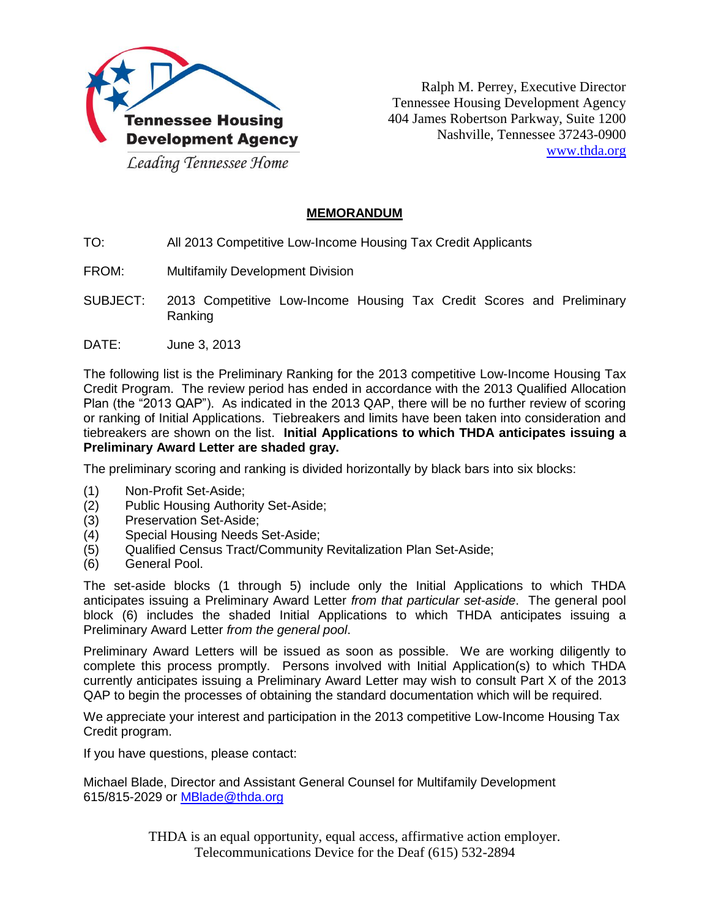Tennessee Housing Development Agency

*Leading Tennessee Home*

Ralph M. Perrey, Executive Director
Tennessee Housing Development Agency
404 James Robertson Parkway, Suite 1200
Nashville, Tennessee 37243-0900
www.thda.org

## MEMORANDUM

TO: All 2013 Competitive Low-Income Housing Tax Credit Applicants

FROM: Multifamily Development Division

SUBJECT: 2013 Competitive Low-Income Housing Tax Credit Scores and Preliminary Ranking

DATE: June 3, 2013

The following list is the Preliminary Ranking for the 2013 competitive Low-Income Housing Tax Credit Program. The review period has ended in accordance with the 2013 Qualified Allocation Plan (the "2013 QAP"). As indicated in the 2013 QAP, there will be no further review of scoring or ranking of Initial Applications. Tiebreakers and limits have been taken into consideration and tiebreakers are shown on the list. **Initial Applications to which THDA anticipates issuing a Preliminary Award Letter are shaded gray.**

The preliminary scoring and ranking is divided horizontally by black bars into six blocks:

(1) Non-Profit Set-Aside;
(2) Public Housing Authority Set-Aside;
(3) Preservation Set-Aside;
(4) Special Housing Needs Set-Aside;
(5) Qualified Census Tract/Community Revitalization Plan Set-Aside;
(6) General Pool.

The set-aside blocks (1 through 5) include only the Initial Applications to which THDA anticipates issuing a Preliminary Award Letter *from that particular set-aside*. The general pool block (6) includes the shaded Initial Applications to which THDA anticipates issuing a Preliminary Award Letter *from the general pool*.

Preliminary Award Letters will be issued as soon as possible. We are working diligently to complete this process promptly. Persons involved with Initial Application(s) to which THDA currently anticipates issuing a Preliminary Award Letter may wish to consult Part X of the 2013 QAP to begin the processes of obtaining the standard documentation which will be required.

We appreciate your interest and participation in the 2013 competitive Low-Income Housing Tax Credit program.

If you have questions, please contact:

Michael Blade, Director and Assistant General Counsel for Multifamily Development
615/815-2029 or MBlade@thda.org

THDA is an equal opportunity, equal access, affirmative action employer.
Telecommunications Device for the Deaf (615) 532-2894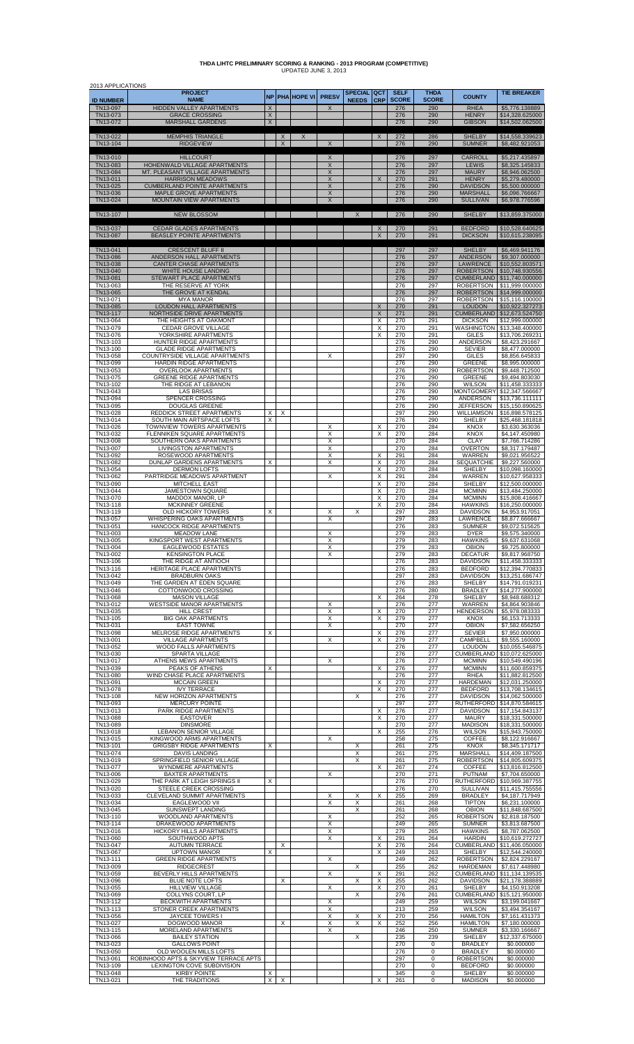# THDA LIHTC PRELIMINARY SCORING & RANKING - 2013 PROGRAM (COMPETITIVE)

UPDATED JUNE 3, 2013

2013 APPLICATIONS

| ID NUMBER | PROJECT NAME | NP | PHA | HOPE VI | PRESV | SPECIAL NEEDS | QCT CRP | SELF SCORE | THDA SCORE | COUNTY | TIE BREAKER |
|---|---|---|---|---|---|---|---|---|---|---|---|
| TN13-097 | HIDDEN VALLEY APARTMENTS | X | | | X | | | 276 | 290 | RHEA | $5,776.138889 |
| TN13-073 | GRACE CROSSING | X | | | | | | 276 | 290 | HENRY | $14,328.625000 |
| TN13-072 | MARSHALL GARDENS | X | | | | | | 276 | 290 | GIBSON | $14,502.062500 |
| | | | | | | | | | | | |
| TN13-022 | MEMPHIS TRIANGLE | | X | X | | | X | 272 | 286 | SHELBY | $14,558.339623 |
| TN13-104 | RIDGEVIEW | | X | | X | | | 276 | 290 | SUMNER | $8,482.921053 |
| | | | | | | | | | | | |
| TN13-010 | HILLCOURT | | | | X | | | 276 | 297 | CARROLL | $5,217.435897 |
| TN13-083 | HOHENWALD VILLAGE APARTMENTS | | | | X | | | 276 | 297 | LEWIS | $8,325.145833 |
| TN13-084 | MT. PLEASANT VILLAGE APARTMENTS | | | | X | | | 276 | 297 | MAURY | $8,946.062500 |
| TN13-011 | HARRISON MEADOWS | | | | X | | X | 270 | 291 | HENRY | $5,279.480000 |
| TN13-025 | CUMBERLAND POINTE APARTMENTS | | | | X | | | 276 | 290 | DAVIDSON | $5,500.000000 |
| TN13-036 | MAPLE GROVE APARTMENTS | | | | X | | | 276 | 290 | MARSHALL | $6,096.766667 |
| TN13-024 | MOUNTAIN VIEW APARTMENTS | | | | X | | | 276 | 290 | SULLIVAN | $6,978.776596 |
| | | | | | | | | | | | |
| TN13-107 | NEW BLOSSOM | | | | | X | | 276 | 290 | SHELBY | $13,859.375000 |
| | | | | | | | | | | | |
| TN13-037 | CEDAR GLADES APARTMENTS | | | | | | X | 270 | 291 | BEDFORD | $10,528.640625 |
| TN13-087 | BEASLEY POINTE APARTMENTS | | | | | | X | 270 | 291 | DICKSON | $10,615.238095 |
| | | | | | | | | | | | |
| TN13-041 | CRESCENT BLUFF II | | | | | | | 297 | 297 | SHELBY | $6,469.941176 |
| TN13-086 | ANDERSON HALL APARTMENTS | | | | | | | 276 | 297 | ANDERSON | $9,307.000000 |
| TN13-038 | CANTER CHASE APARTMENTS | | | | | | | 276 | 297 | LAWRENCE | $10,552.803571 |
| TN13-040 | WHITE HOUSE LANDING | | | | | | | 276 | 297 | ROBERTSON | $10,748.930556 |
| TN13-081 | STEWART PLACE APARTMENTS | | | | | | | 276 | 297 | CUMBERLAND | $11,740.000000 |
| TN13-063 | THE RESERVE AT YORK | | | | | | | 276 | 297 | ROBERTSON | $11,999.000000 |
| TN13-065 | THE GROVE AT KENDAL | | | | | | | 276 | 297 | ROBERTSON | $14,999.000000 |
| TN13-071 | MYA MANOR | | | | | | | 276 | 297 | ROBERTSON | $15,116.100000 |
| TN13-085 | LOUDON HALL APARTMENTS | | | | | | X | 270 | 291 | LOUDON | $10,922.327273 |
| TN13-117 | NORTHSIDE DRIVE APARTMENTS | | | | | | X | 271 | 291 | CUMBERLAND | $12,673.524750 |
| TN13-064 | THE HEIGHTS AT OAKMONT | | | | | | X | 270 | 291 | DICKSON | $12,999.000000 |
| TN13-079 | CEDAR GROVE VILLAGE | | | | | | X | 270 | 291 | WASHINGTON | $13,348.400000 |
| TN13-076 | YORKSHIRE APARTMENTS | | | | | | X | 270 | 291 | GILES | $13,706.269231 |
| TN13-103 | HUNTER RIDGE APARTMENTS | | | | | | | 276 | 290 | ANDERSON | $8,423.291667 |
| TN13-100 | GLADE RIDGE APARTMENTS | | | | | | | 276 | 290 | SEVIER | $8,477.000000 |
| TN13-058 | COUNTRYSIDE VILLAGE APARTMENTS | | | | X | | | 297 | 290 | GILES | $8,856.645833 |
| TN13-099 | HARDIN RIDGE APARTMENTS | | | | | | | 276 | 290 | GREENE | $8,995.000000 |
| TN13-053 | OVERLOOK APARTMENTS | | | | | | | 276 | 290 | ROBERTSON | $9,448.712500 |
| TN13-075 | GREENE RIDGE APARTMENTS | | | | | | | 276 | 290 | GREENE | $9,494.803030 |
| TN13-102 | THE RIDGE AT LEBANON | | | | | | | 276 | 290 | WILSON | $11,458.333333 |
| TN13-043 | LAS BRISAS | | | | | | | 276 | 290 | MONTGOMERY | $12,347.566667 |
| TN13-094 | SPENCER CROSSING | | | | | | | 276 | 290 | ANDERSON | $13,736.111111 |
| TN13-095 | DOUGLAS GREENE | | | | | | | 276 | 290 | JEFFERSON | $15,150.890625 |
| TN13-028 | REDDICK STREET APARTMENTS | X | X | | | | | 297 | 290 | WILLIAMSON | $16,898.578125 |
| TN13-014 | SOUTH MAIN ARTSPACE LOFTS | X | | | | | | 276 | 290 | SHELBY | $25,468.181818 |
| TN13-026 | TOWNVIEW TOWERS APARTMENTS | | | | X | | X | 270 | 284 | KNOX | $3,630.363036 |
| TN13-032 | FLENNIKEN SQUARE APARTMENTS | | | | X | | X | 270 | 284 | KNOX | $4,147.450980 |
| TN13-008 | SOUTHERN OAKS APARTMENTS | | | | X | | | 270 | 284 | CLAY | $7,766.714286 |
| TN13-007 | LIVINGSTON APARTMENTS | | | | X | | | 270 | 284 | OVERTON | $8,317.179487 |
| TN13-092 | ROSEWOOD APARTMENTS | | | | X | | X | 291 | 284 | WARREN | $9,021.956522 |
| TN13-082 | DUNLAP GARDENS APARTMENTS | X | | | X | | X | 270 | 284 | SEQUATCHIE | $9,227.560000 |
| TN13-054 | DERMON LOFTS | | | | | | X | 270 | 284 | SHELBY | $10,098.160000 |
| TN13-062 | PARTRIDGE MEADOWS APARTMENT | | | | X | | X | 291 | 284 | WARREN | $10,627.958333 |
| TN13-090 | MITCHELL EAST | | | | | | X | 270 | 284 | SHELBY | $12,500.000000 |
| TN13-044 | JAMESTOWN SQUARE | | | | | | X | 270 | 284 | MCMINN | $13,484.250000 |
| TN13-070 | MADDOX MANOR, LP | | | | | | X | 270 | 284 | MCMINN | $15,808.416667 |
| TN13-118 | MCKINNEY GREENE | | | | | | X | 270 | 284 | HAWKINS | $16,250.000000 |
| TN13-119 | OLD HICKORY TOWERS | X | | | X | X | | 297 | 283 | DAVIDSON | $4,953.917051 |
| TN13-057 | WHISPERING OAKS APARTMENTS | | | | X | | | 297 | 283 | LAWRENCE | $8,877.666667 |
| TN13-051 | HANCOCK RIDGE APARTMENTS | | | | | | | 276 | 283 | SUMNER | $9,072.515625 |
| TN13-003 | MEADOW LANE | | | | X | | | 279 | 283 | DYER | $9,575.340000 |
| TN13-005 | KINGSPORT WEST APARTMENTS | | | | X | | | 279 | 283 | HAWKINS | $9,637.631068 |
| TN13-004 | EAGLEWOOD ESTATES | | | | X | | | 279 | 283 | OBION | $9,725.800000 |
| TN13-002 | KENSINGTON PLACE | | | | X | | | 279 | 283 | DECATUR | $9,817.968750 |
| TN13-106 | THE RIDGE AT ANTIOCH | | | | | | | 276 | 283 | DAVIDSON | $11,458.333333 |
| TN13-116 | HERITAGE PLACE APARTMENTS | | | | | | | 276 | 283 | BEDFORD | $12,394.770833 |
| TN13-042 | BRADBURN OAKS | | | | | | | 297 | 283 | DAVIDSON | $13,251.686747 |
| TN13-049 | THE GARDEN AT EDEN SQUARE | | | | | | | 276 | 283 | SHELBY | $14,791.019231 |
| TN13-046 | COTTONWOOD CROSSING | | | | | | | 276 | 280 | BRADLEY | $14,277.900000 |
| TN13-068 | MASON VILLAGE | | | | | | X | 264 | 278 | SHELBY | $8,948.688312 |
| TN13-012 | WESTSIDE MANOR APARTMENTS | | | | X | | | 276 | 277 | WARREN | $4,864.903846 |
| TN13-035 | HILL CREST | | | | X | | X | 270 | 277 | HENDERSON | $5,978.083333 |
| TN13-105 | BIG OAK APARTMENTS | | | | X | | X | 279 | 277 | KNOX | $6,153.713333 |
| TN13-031 | EAST TOWNE | | | | X | | | 270 | 277 | OBION | $7,582.656250 |
| TN13-098 | MELROSE RIDGE APARTMENTS | X | | | | | X | 276 | 277 | SEVIER | $7,950.000000 |
| TN13-001 | VILLAGE APARTMENTS | | | | X | | X | 279 | 277 | CAMPBELL | $9,555.160000 |
| TN13-052 | WOOD FALLS APARTMENTS | | | | | | | 276 | 277 | LOUDON | $10,055.546875 |
| TN13-030 | SPARTA VILLAGE | | | | | | | 276 | 277 | CUMBERLAND | $10,072.625000 |
| TN13-017 | ATHENS MEWS APARTMENTS | | | | X | | | 276 | 277 | MCMINN | $10,549.490196 |
| TN13-039 | PEAKS OF ATHENS | X | | | | | X | 276 | 277 | MCMINN | $11,600.859375 |
| TN13-080 | WIND CHASE PLACE APARTMENTS | | | | | | | 276 | 277 | RHEA | $11,882.812500 |
| TN13-091 | MCCAIN GREEN | | | | | | X | 270 | 277 | HARDEMAN | $12,031.250000 |
| TN13-078 | IVY TERRACE | | | | | | X | 270 | 277 | BEDFORD | $13,708.134615 |
| TN13-108 | NEW HORIZON APARTMENTS | | | | | X | | 276 | 277 | DAVIDSON | $14,062.500000 |
| TN13-093 | MERCURY POINTE | | | | | | | 297 | 277 | RUTHERFORD | $14,870.584615 |
| TN13-013 | PARK RIDGE APARTMENTS | | | | | | X | 276 | 277 | DAVIDSON | $17,154.843137 |
| TN13-088 | EASTOVER | | | | | | X | 270 | 277 | MAURY | $18,331.500000 |
| TN13-089 | DINSMORE | | | | | | | 270 | 277 | MADISON | $18,331.500000 |
| TN13-018 | LEBANON SENIOR VILLAGE | | | | | | X | 255 | 276 | WILSON | $15,943.750000 |
| TN13-015 | KINGWOOD ARMS APARTMENTS | | | | X | | | 258 | 275 | COFFEE | $8,122.916667 |
| TN13-101 | GRIGSBY RIDGE APARTMENTS | X | | | | X | | 261 | 275 | KNOX | $8,345.171717 |
| TN13-074 | DAVIS LANDING | | | | | X | | 261 | 275 | MARSHALL | $14,409.187500 |
| TN13-019 | SPRINGFIELD SENIOR VILLAGE | | | | | X | | 261 | 275 | ROBERTSON | $14,805.609375 |
| TN13-077 | WYNDMERE APARTMENTS | | | | | | X | 267 | 274 | COFFEE | $13,816.812500 |
| TN13-006 | BAXTER APARTMENTS | | | | X | | | 270 | 271 | PUTNAM | $7,704.650000 |
| TN13-029 | THE PARK AT LEIGH SPRINGS II | X | | | | | | 276 | 270 | RUTHERFORD | $10,969.387755 |
| TN13-020 | STEELE CREEK CROSSING | | | | | | | 276 | 270 | SULLIVAN | $11,415.755556 |
| TN13-033 | CLEVELAND SUMMIT APARTMENTS | | | | X | X | X | 255 | 269 | BRADLEY | $4,187.717949 |
| TN13-034 | EAGLEWOOD VII | | | | X | X | | 261 | 268 | TIPTON | $6,231.100000 |
| TN13-045 | SUNSWEPT LANDING | | | | | X | | 261 | 268 | OBION | $11,848.687500 |
| TN13-110 | WOODLAND APARTMENTS | | | | X | | | 252 | 265 | ROBERTSON | $2,818.187500 |
| TN13-114 | DRAKEWOOD APARTMENTS | | | | X | | | 249 | 265 | SUMNER | $3,813.687500 |
| TN13-016 | HICKORY HILLS APARTMENTS | | | | X | | | 279 | 265 | HAWKINS | $8,787.062500 |
| TN13-060 | SOUTHWOOD APTS | | | | X | | X | 291 | 264 | HARDIN | $10,619.272727 |
| TN13-047 | AUTUMN TERRACE | | X | | | | X | 276 | 264 | CUMBERLAND | $11,406.050000 |
| TN13-067 | UPTOWN MANOR | X | | | | | X | 249 | 263 | SHELBY | $12,544.240000 |
| TN13-111 | GREEN RIDGE APARTMENTS | | | | X | | | 249 | 262 | ROBERTSON | $2,824.229167 |
| TN13-009 | RIDGECREST | | | | | X | | 255 | 262 | HARDEMAN | $7,617.448980 |
| TN13-059 | BEVERLY HILLS APARTMENTS | | | | X | | X | 291 | 262 | CUMBERLAND | $11,134.139535 |
| TN13-096 | BLUE NOTE LOFTS | | X | | | X | X | 255 | 262 | DAVIDSON | $21,178.388889 |
| TN13-055 | HILLVIEW VILLAGE | | | | X | | X | 270 | 261 | SHELBY | $4,150.913208 |
| TN13-069 | COLLYNS COURT, LP | | | | | X | | 276 | 261 | CUMBERLAND | $15,121.950000 |
| TN13-112 | BECKWITH APARTMENTS | | | | X | | | 249 | 259 | WILSON | $3,199.041667 |
| TN13-113 | STONER CREEK APARTMENTS | | | | X | | | 213 | 259 | WILSON | $3,494.354167 |
| TN13-056 | JAYCEE TOWERS I | | | | X | X | X | 270 | 256 | HAMILTON | $7,161.431373 |
| TN13-027 | DOGWOOD MANOR | | X | | X | X | X | 252 | 256 | HAMILTON | $7,180.000000 |
| TN13-115 | MORELAND APARTMENTS | | | | X | | | 246 | 250 | SUMNER | $3,330.166667 |
| TN13-066 | BAILEY STATION | | | | | X | | 235 | 239 | SHELBY | $12,337.675000 |
| TN13-023 | GALLOWS POINT | | | | | | | 270 | 0 | BRADLEY | $0.000000 |
| TN13-050 | OLD WOOLEN MILLS LOFTS | | | | | | | 276 | 0 | BRADLEY | $0.000000 |
| TN13-061 | ROBINHOOD APTS & SKYVIEW TERRACE APTS | | | | | | | 297 | 0 | ROBERTSON | $0.000000 |
| TN13-109 | LEXINGTON COVE SUBDIVISION | | | | | | | 270 | 0 | BEDFORD | $0.000000 |
| TN13-048 | KIRBY POINTE | X | | | | | | 345 | 0 | SHELBY | $0.000000 |
| TN13-021 | THE TRADITIONS | X | X | | | | X | 261 | 0 | MADISON | $0.000000 |